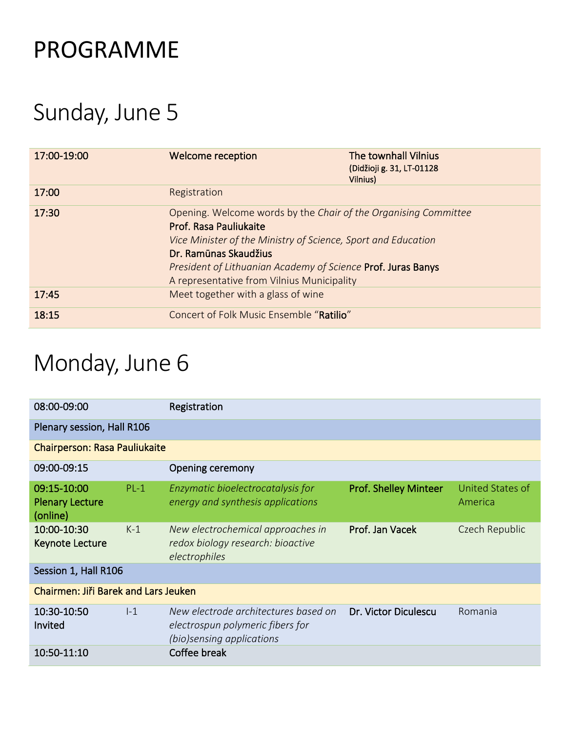# PROGRAMME

## Sunday, June 5

| | | |
|---|---|---|
| 17:00-19:00 | Welcome reception | The townhall Vilnius (Didžioji g. 31, LT-01128 Vilnius) |
| 17:00 | Registration | |
| 17:30 | Opening. Welcome words by the *Chair of the Organising Committee* Prof. Rasa Pauliukaite<br>*Vice Minister of the Ministry of Science, Sport and Education* Dr. Ramūnas Skaudžius<br>*President of Lithuanian Academy of Science* Prof. Juras Banys<br>A representative from Vilnius Municipality | |
| 17:45 | Meet together with a glass of wine | |
| 18:15 | Concert of Folk Music Ensemble "Ratilio" | |

## Monday, June 6

| | | | | |
|---|---|---|---|---|
| 08:00-09:00 | | Registration | | |
| Plenary session, Hall R106 | | | | |
| Chairperson: Rasa Pauliukaite | | | | |
| 09:00-09:15 | | Opening ceremony | | |
| 09:15-10:00 Plenary Lecture (online) | PL-1 | *Enzymatic bioelectrocatalysis for energy and synthesis applications* | Prof. Shelley Minteer | United States of America |
| 10:00-10:30 Keynote Lecture | K-1 | *New electrochemical approaches in redox biology research: bioactive electrophiles* | Prof. Jan Vacek | Czech Republic |
| Session 1, Hall R106 | | | | |
| Chairmen: Jiři Barek and Lars Jeuken | | | | |
| 10:30-10:50 Invited | I-1 | *New electrode architectures based on electrospun polymeric fibers for (bio)sensing applications* | Dr. Victor Diculescu | Romania |
| 10:50-11:10 | | Coffee break | | |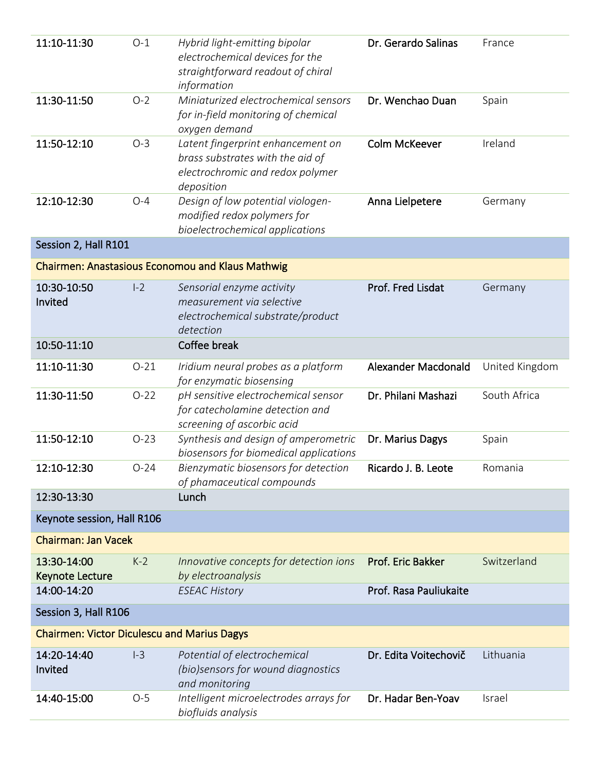| | | | | |
|---|---|---|---|---|
| **11:10-11:30** | O-1 | *Hybrid light-emitting bipolar electrochemical devices for the straightforward readout of chiral information* | **Dr. Gerardo Salinas** | France |
| **11:30-11:50** | O-2 | *Miniaturized electrochemical sensors for in-field monitoring of chemical oxygen demand* | **Dr. Wenchao Duan** | Spain |
| **11:50-12:10** | O-3 | *Latent fingerprint enhancement on brass substrates with the aid of electrochromic and redox polymer deposition* | **Colm McKeever** | Ireland |
| **12:10-12:30** | O-4 | *Design of low potential viologen-modified redox polymers for bioelectrochemical applications* | **Anna Lielpetere** | Germany |
| Session 2, Hall R101 | | | | |
| Chairmen: Anastasious Economou and Klaus Mathwig | | | | |
| **10:30-10:50 Invited** | I-2 | *Sensorial enzyme activity measurement via selective electrochemical substrate/product detection* | **Prof. Fred Lisdat** | Germany |
| 10:50-11:10 | | Coffee break | | |
| **11:10-11:30** | O-21 | *Iridium neural probes as a platform for enzymatic biosensing* | **Alexander Macdonald** | United Kingdom |
| **11:30-11:50** | O-22 | *pH sensitive electrochemical sensor for catecholamine detection and screening of ascorbic acid* | **Dr. Philani Mashazi** | South Africa |
| **11:50-12:10** | O-23 | *Synthesis and design of amperometric biosensors for biomedical applications* | **Dr. Marius Dagys** | Spain |
| **12:10-12:30** | O-24 | *Bienzymatic biosensors for detection of phamaceutical compounds* | **Ricardo J. B. Leote** | Romania |
| 12:30-13:30 | | Lunch | | |
| Keynote session, Hall R106 | | | | |
| Chairman: Jan Vacek | | | | |
| **13:30-14:00 Keynote Lecture** | K-2 | *Innovative concepts for detection ions by electroanalysis* | **Prof. Eric Bakker** | Switzerland |
| 14:00-14:20 | | *ESEAC History* | **Prof. Rasa Pauliukaite** | |
| Session 3, Hall R106 | | | | |
| Chairmen: Victor Diculescu and Marius Dagys | | | | |
| **14:20-14:40 Invited** | I-3 | *Potential of electrochemical (bio)sensors for wound diagnostics and monitoring* | **Dr. Edita Voitechovič** | Lithuania |
| **14:40-15:00** | O-5 | *Intelligent microelectrodes arrays for biofluids analysis* | **Dr. Hadar Ben-Yoav** | Israel |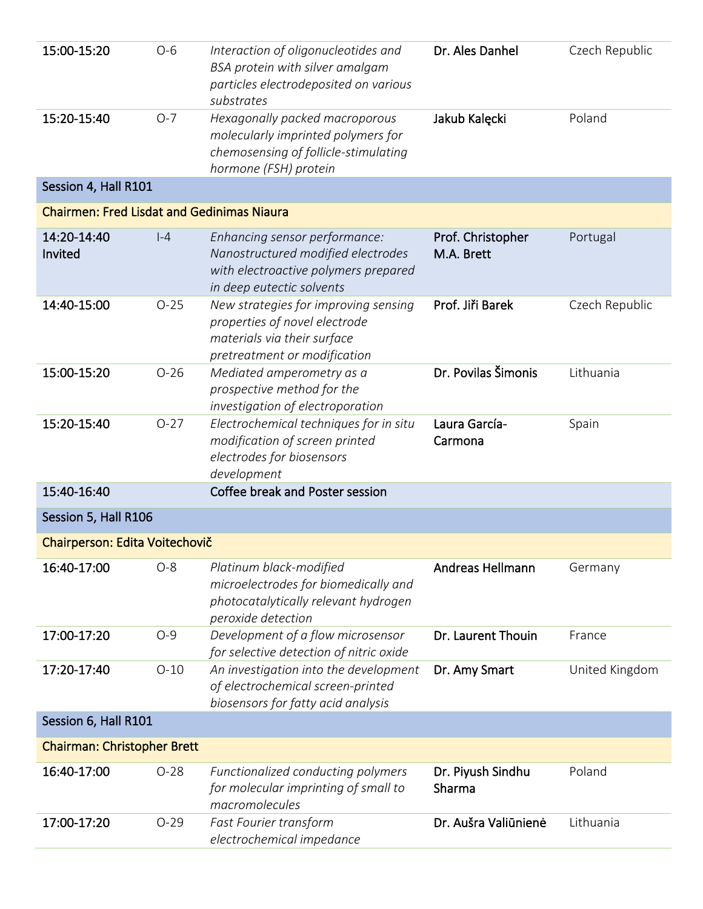| | | | | |
|---|---|---|---|---|
| **15:00-15:20** | O-6 | *Interaction of oligonucleotides and BSA protein with silver amalgam particles electrodeposited on various substrates* | **Dr. Ales Danhel** | Czech Republic |
| **15:20-15:40** | O-7 | *Hexagonally packed macroporous molecularly imprinted polymers for chemosensing of follicle-stimulating hormone (FSH) protein* | **Jakub Kałęcki** | Poland |
| Session 4, Hall R101 | | | | |
| Chairmen: Fred Lisdat and Gedinimas Niaura | | | | |
| **14:20-14:40 Invited** | I-4 | *Enhancing sensor performance: Nanostructured modified electrodes with electroactive polymers prepared in deep eutectic solvents* | **Prof. Christopher M.A. Brett** | Portugal |
| **14:40-15:00** | O-25 | *New strategies for improving sensing properties of novel electrode materials via their surface pretreatment or modification* | **Prof. Jiři Barek** | Czech Republic |
| **15:00-15:20** | O-26 | *Mediated amperometry as a prospective method for the investigation of electroporation* | **Dr. Povilas Šimonis** | Lithuania |
| **15:20-15:40** | O-27 | *Electrochemical techniques for in situ modification of screen printed electrodes for biosensors development* | **Laura García-Carmona** | Spain |
| 15:40-16:40 | | Coffee break and Poster session | | |
| Session 5, Hall R106 | | | | |
| Chairperson: Edita Voitechovič | | | | |
| **16:40-17:00** | O-8 | *Platinum black-modified microelectrodes for biomedically and photocatalytically relevant hydrogen peroxide detection* | **Andreas Hellmann** | Germany |
| **17:00-17:20** | O-9 | *Development of a flow microsensor for selective detection of nitric oxide* | **Dr. Laurent Thouin** | France |
| **17:20-17:40** | O-10 | *An investigation into the development of electrochemical screen-printed biosensors for fatty acid analysis* | **Dr. Amy Smart** | United Kingdom |
| Session 6, Hall R101 | | | | |
| Chairman: Christopher Brett | | | | |
| **16:40-17:00** | O-28 | *Functionalized conducting polymers for molecular imprinting of small to macromolecules* | **Dr. Piyush Sindhu Sharma** | Poland |
| **17:00-17:20** | O-29 | *Fast Fourier transform electrochemical impedance* | **Dr. Aušra Valiūnienė** | Lithuania |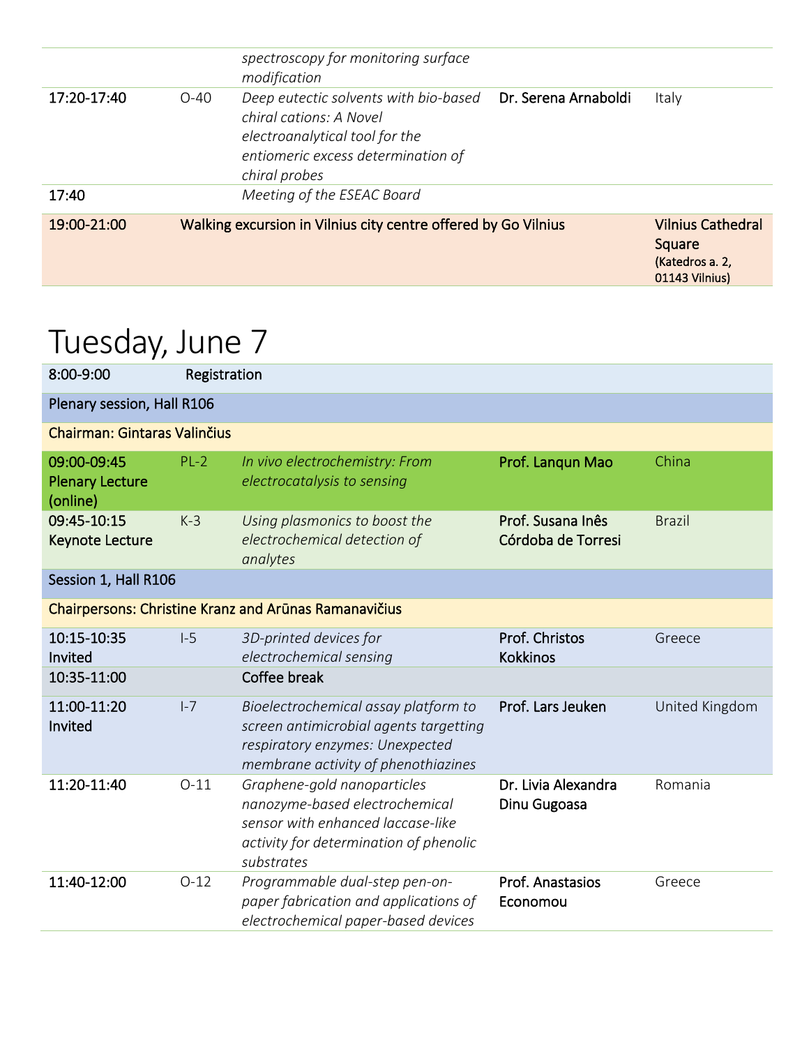| | | | | |
|---|---|---|---|---|
| | | *spectroscopy for monitoring surface modification* | | |
| 17:20-17:40 | O-40 | *Deep eutectic solvents with bio-based chiral cations: A Novel electroanalytical tool for the entiomeric excess determination of chiral probes* | Dr. Serena Arnaboldi | Italy |
| 17:40 | | *Meeting of the ESEAC Board* | | |
| 19:00-21:00 | Walking excursion in Vilnius city centre offered by Go Vilnius | | | Vilnius Cathedral Square (Katedros a. 2, 01143 Vilnius) |

# Tuesday, June 7

| | | | | |
|---|---|---|---|---|
| 8:00-9:00 | Registration | | | |
| Plenary session, Hall R106 | | | | |
| Chairman: Gintaras Valinčius | | | | |
| 09:00-09:45 Plenary Lecture (online) | PL-2 | *In vivo electrochemistry: From electrocatalysis to sensing* | **Prof. Lanqun Mao** | China |
| 09:45-10:15 Keynote Lecture | K-3 | *Using plasmonics to boost the electrochemical detection of analytes* | **Prof. Susana Inês Córdoba de Torresi** | Brazil |
| Session 1, Hall R106 | | | | |
| Chairpersons: Christine Kranz and Arūnas Ramanavičius | | | | |
| 10:15-10:35 Invited | I-5 | *3D-printed devices for electrochemical sensing* | **Prof. Christos Kokkinos** | Greece |
| 10:35-11:00 | | Coffee break | | |
| 11:00-11:20 Invited | I-7 | *Bioelectrochemical assay platform to screen antimicrobial agents targetting respiratory enzymes: Unexpected membrane activity of phenothiazines* | **Prof. Lars Jeuken** | United Kingdom |
| 11:20-11:40 | O-11 | *Graphene-gold nanoparticles nanozyme-based electrochemical sensor with enhanced laccase-like activity for determination of phenolic substrates* | **Dr. Livia Alexandra Dinu Gugoasa** | Romania |
| 11:40-12:00 | O-12 | *Programmable dual-step pen-on-paper fabrication and applications of electrochemical paper-based devices* | **Prof. Anastasios Economou** | Greece |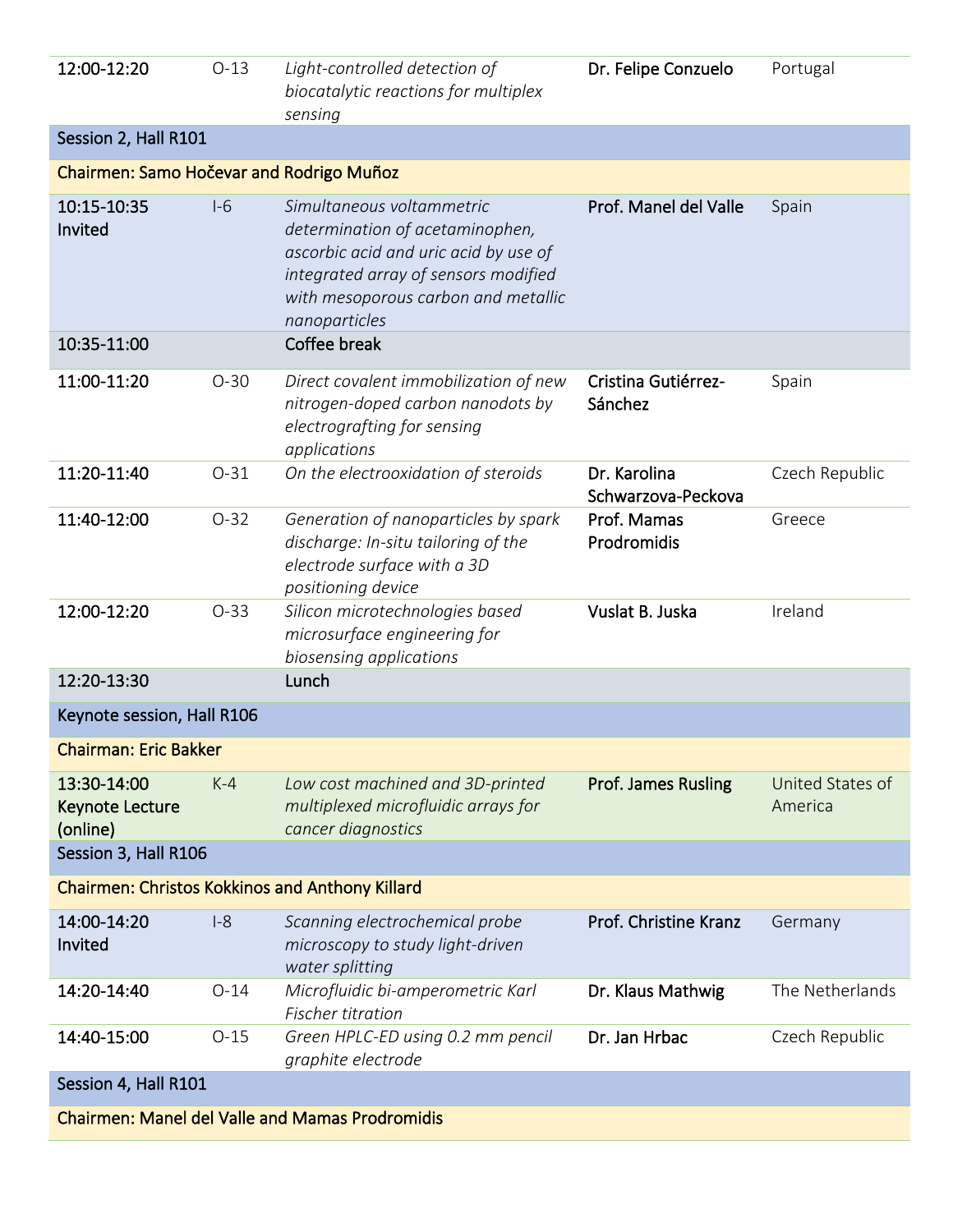| | | | | |
|---|---|---|---|---|
| 12:00-12:20 | O-13 | *Light-controlled detection of biocatalytic reactions for multiplex sensing* | Dr. Felipe Conzuelo | Portugal |
| Session 2, Hall R101 | | | | |
| Chairmen: Samo Hočevar and Rodrigo Muñoz | | | | |
| 10:15-10:35 Invited | I-6 | *Simultaneous voltammetric determination of acetaminophen, ascorbic acid and uric acid by use of integrated array of sensors modified with mesoporous carbon and metallic nanoparticles* | Prof. Manel del Valle | Spain |
| 10:35-11:00 | | Coffee break | | |
| 11:00-11:20 | O-30 | *Direct covalent immobilization of new nitrogen-doped carbon nanodots by electrografting for sensing applications* | Cristina Gutiérrez-Sánchez | Spain |
| 11:20-11:40 | O-31 | *On the electrooxidation of steroids* | Dr. Karolina Schwarzova-Peckova | Czech Republic |
| 11:40-12:00 | O-32 | *Generation of nanoparticles by spark discharge: In-situ tailoring of the electrode surface with a 3D positioning device* | Prof. Mamas Prodromidis | Greece |
| 12:00-12:20 | O-33 | *Silicon microtechnologies based microsurface engineering for biosensing applications* | Vuslat B. Juska | Ireland |
| 12:20-13:30 | | Lunch | | |
| Keynote session, Hall R106 | | | | |
| Chairman: Eric Bakker | | | | |
| 13:30-14:00 Keynote Lecture (online) | K-4 | *Low cost machined and 3D-printed multiplexed microfluidic arrays for cancer diagnostics* | Prof. James Rusling | United States of America |
| Session 3, Hall R106 | | | | |
| Chairmen: Christos Kokkinos and Anthony Killard | | | | |
| 14:00-14:20 Invited | I-8 | *Scanning electrochemical probe microscopy to study light-driven water splitting* | Prof. Christine Kranz | Germany |
| 14:20-14:40 | O-14 | *Microfluidic bi-amperometric Karl Fischer titration* | Dr. Klaus Mathwig | The Netherlands |
| 14:40-15:00 | O-15 | *Green HPLC-ED using 0.2 mm pencil graphite electrode* | Dr. Jan Hrbac | Czech Republic |
| Session 4, Hall R101 | | | | |
| Chairmen: Manel del Valle and Mamas Prodromidis | | | | |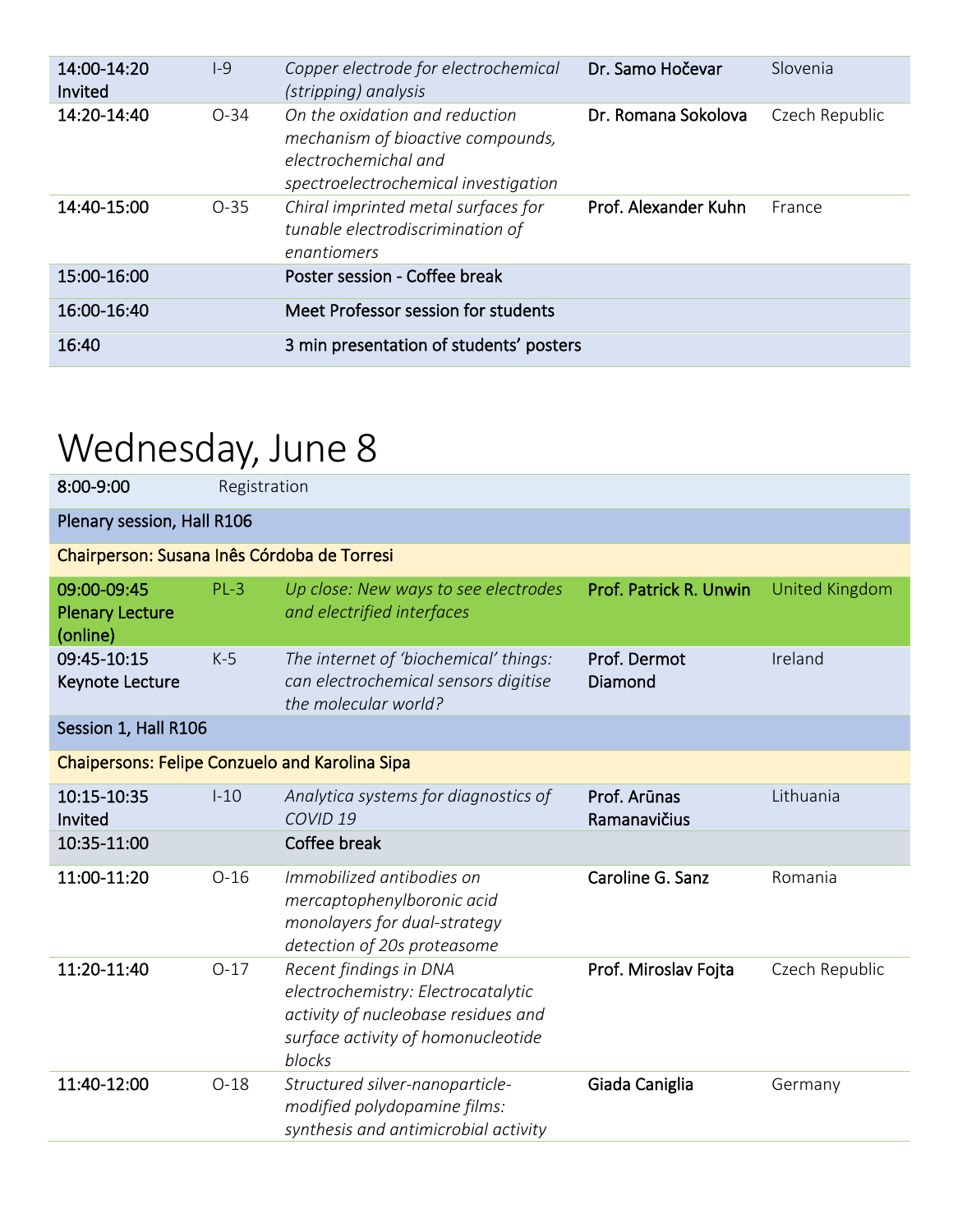| | | | | |
|---|---|---|---|---|
| 14:00-14:20 Invited | I-9 | *Copper electrode for electrochemical (stripping) analysis* | Dr. Samo Hočevar | Slovenia |
| 14:20-14:40 | O-34 | *On the oxidation and reduction mechanism of bioactive compounds, electrochemichal and spectroelectrochemical investigation* | Dr. Romana Sokolova | Czech Republic |
| 14:40-15:00 | O-35 | *Chiral imprinted metal surfaces for tunable electrodiscrimination of enantiomers* | Prof. Alexander Kuhn | France |
| 15:00-16:00 | | Poster session - Coffee break | | |
| 16:00-16:40 | | Meet Professor session for students | | |
| 16:40 | | 3 min presentation of students' posters | | |

# Wednesday, June 8

| | | | | |
|---|---|---|---|---|
| 8:00-9:00 | Registration | | | |
| Plenary session, Hall R106 | | | | |
| Chairperson: Susana Inês Córdoba de Torresi | | | | |
| 09:00-09:45 Plenary Lecture (online) | PL-3 | *Up close: New ways to see electrodes and electrified interfaces* | Prof. Patrick R. Unwin | United Kingdom |
| 09:45-10:15 Keynote Lecture | K-5 | *The internet of 'biochemical' things: can electrochemical sensors digitise the molecular world?* | Prof. Dermot Diamond | Ireland |
| Session 1, Hall R106 | | | | |
| Chaipersons: Felipe Conzuelo and Karolina Sipa | | | | |
| 10:15-10:35 Invited | I-10 | *Analytica systems for diagnostics of COVID 19* | Prof. Arūnas Ramanavičius | Lithuania |
| 10:35-11:00 | | Coffee break | | |
| 11:00-11:20 | O-16 | *Immobilized antibodies on mercaptophenylboronic acid monolayers for dual-strategy detection of 20s proteasome* | Caroline G. Sanz | Romania |
| 11:20-11:40 | O-17 | *Recent findings in DNA electrochemistry: Electrocatalytic activity of nucleobase residues and surface activity of homonucleotide blocks* | Prof. Miroslav Fojta | Czech Republic |
| 11:40-12:00 | O-18 | *Structured silver-nanoparticle-modified polydopamine films: synthesis and antimicrobial activity* | Giada Caniglia | Germany |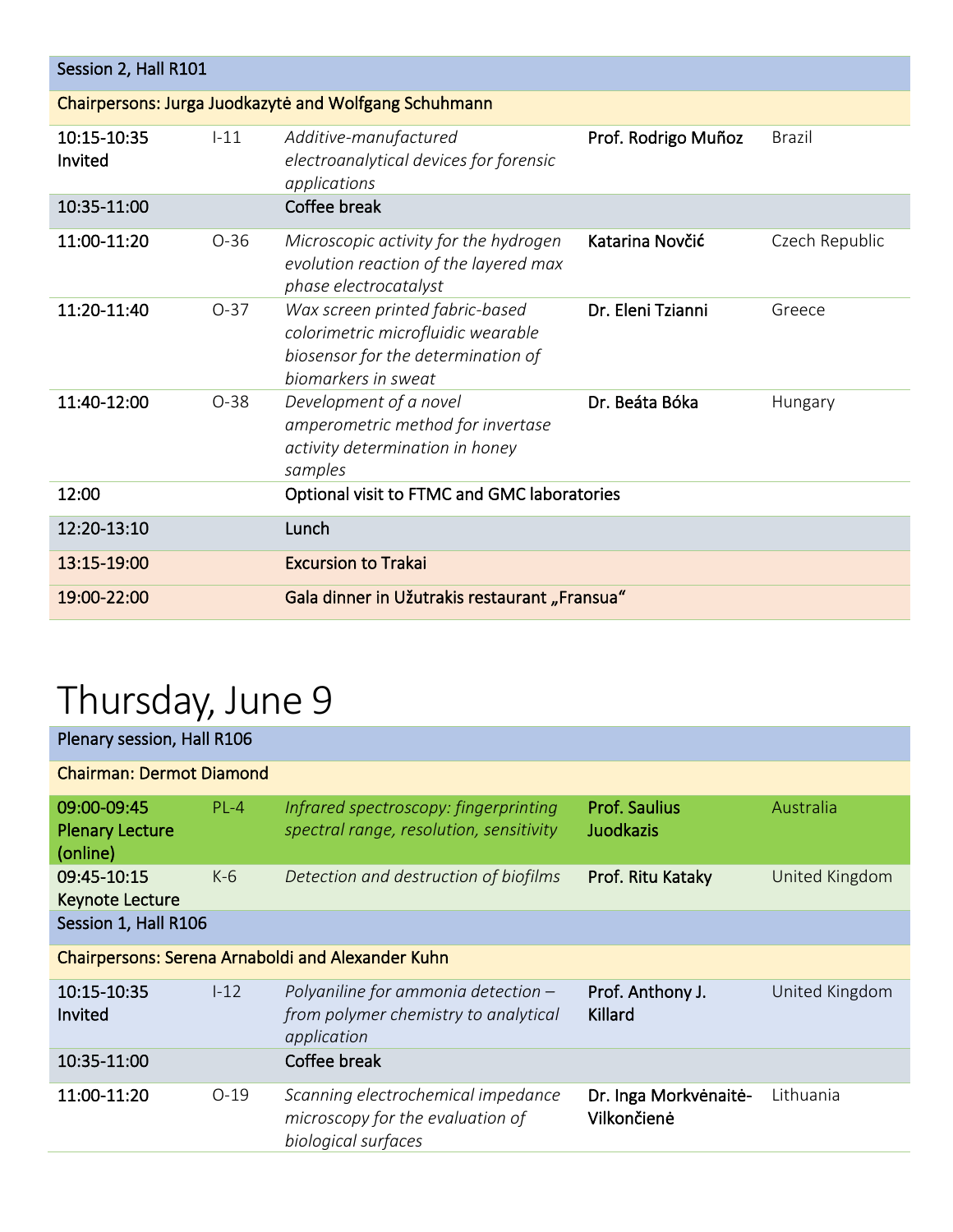| Session 2, Hall R101 | | | | |
|---|---|---|---|---|
| Chairpersons: Jurga Juodkazytė and Wolfgang Schuhmann | | | | |
| 10:15-10:35 Invited | I-11 | *Additive-manufactured electroanalytical devices for forensic applications* | **Prof. Rodrigo Muñoz** | Brazil |
| 10:35-11:00 | | Coffee break | | |
| 11:00-11:20 | O-36 | *Microscopic activity for the hydrogen evolution reaction of the layered max phase electrocatalyst* | **Katarina Novčić** | Czech Republic |
| 11:20-11:40 | O-37 | *Wax screen printed fabric-based colorimetric microfluidic wearable biosensor for the determination of biomarkers in sweat* | **Dr. Eleni Tzianni** | Greece |
| 11:40-12:00 | O-38 | *Development of a novel amperometric method for invertase activity determination in honey samples* | **Dr. Beáta Bóka** | Hungary |
| 12:00 | | Optional visit to FTMC and GMC laboratories | | |
| 12:20-13:10 | | Lunch | | |
| 13:15-19:00 | | Excursion to Trakai | | |
| 19:00-22:00 | | Gala dinner in Užutrakis restaurant „Fransua“ | | |

# Thursday, June 9

| Plenary session, Hall R106 | | | | |
|---|---|---|---|---|
| Chairman: Dermot Diamond | | | | |
| 09:00-09:45 Plenary Lecture (online) | PL-4 | *Infrared spectroscopy: fingerprinting spectral range, resolution, sensitivity* | **Prof. Saulius Juodkazis** | Australia |
| 09:45-10:15 Keynote Lecture | K-6 | *Detection and destruction of biofilms* | **Prof. Ritu Kataky** | United Kingdom |
| Session 1, Hall R106 | | | | |
| Chairpersons: Serena Arnaboldi and Alexander Kuhn | | | | |
| 10:15-10:35 Invited | I-12 | *Polyaniline for ammonia detection – from polymer chemistry to analytical application* | **Prof. Anthony J. Killard** | United Kingdom |
| 10:35-11:00 | | Coffee break | | |
| 11:00-11:20 | O-19 | *Scanning electrochemical impedance microscopy for the evaluation of biological surfaces* | **Dr. Inga Morkvėnaitė-Vilkončienė** | Lithuania |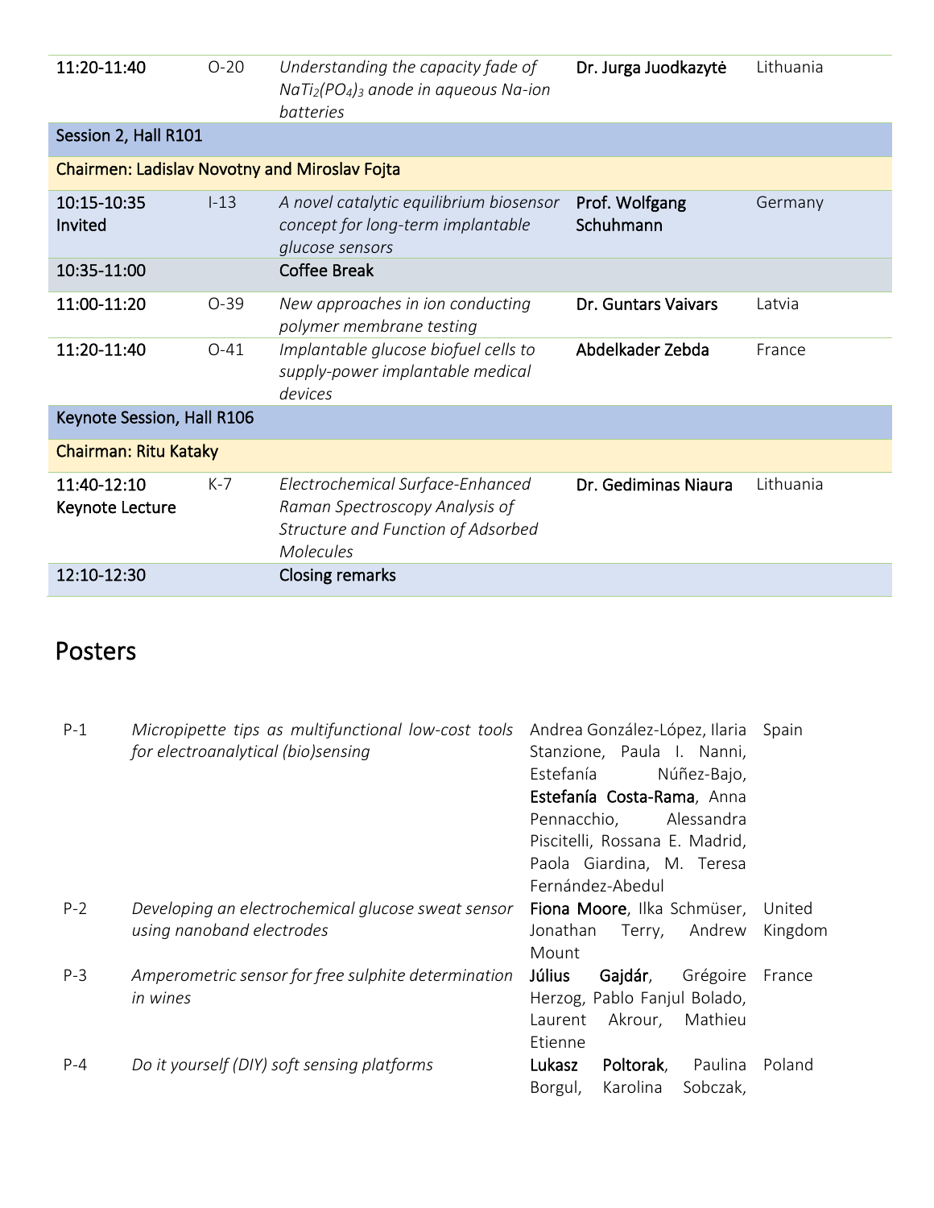| | | | | |
|---|---|---|---|---|
| 11:20-11:40 | O-20 | *Understanding the capacity fade of $NaTi_2(PO_4)_3$ anode in aqueous Na-ion batteries* | **Dr. Jurga Juodkazytė** | Lithuania |
| Session 2, Hall R101 | | | | |
| Chairmen: Ladislav Novotny and Miroslav Fojta | | | | |
| 10:15-10:35 Invited | I-13 | *A novel catalytic equilibrium biosensor concept for long-term implantable glucose sensors* | **Prof. Wolfgang Schuhmann** | Germany |
| 10:35-11:00 | | Coffee Break | | |
| 11:00-11:20 | O-39 | *New approaches in ion conducting polymer membrane testing* | **Dr. Guntars Vaivars** | Latvia |
| 11:20-11:40 | O-41 | *Implantable glucose biofuel cells to supply-power implantable medical devices* | **Abdelkader Zebda** | France |
| Keynote Session, Hall R106 | | | | |
| Chairman: Ritu Kataky | | | | |
| 11:40-12:10 Keynote Lecture | K-7 | *Electrochemical Surface-Enhanced Raman Spectroscopy Analysis of Structure and Function of Adsorbed Molecules* | **Dr. Gediminas Niaura** | Lithuania |
| 12:10-12:30 | | Closing remarks | | |

# Posters

| | | | |
|---|---|---|---|
| P-1 | *Micropipette tips as multifunctional low-cost tools for electroanalytical (bio)sensing* | Andrea González-López, Ilaria Stanzione, Paula I. Nanni, Estefanía Núñez-Bajo, **Estefanía Costa-Rama**, Anna Pennacchio, Alessandra Piscitelli, Rossana E. Madrid, Paola Giardina, M. Teresa Fernández-Abedul | Spain |
| P-2 | *Developing an electrochemical glucose sweat sensor using nanoband electrodes* | **Fiona Moore**, Ilka Schmüser, Jonathan Terry, Andrew Mount | United Kingdom |
| P-3 | *Amperometric sensor for free sulphite determination in wines* | **Július Gajdár**, Grégoire Herzog, Pablo Fanjul Bolado, Laurent Akrour, Mathieu Etienne | France |
| P-4 | *Do it yourself (DIY) soft sensing platforms* | **Lukasz Poltorak**, Paulina Borgul, Karolina Sobczak, | Poland |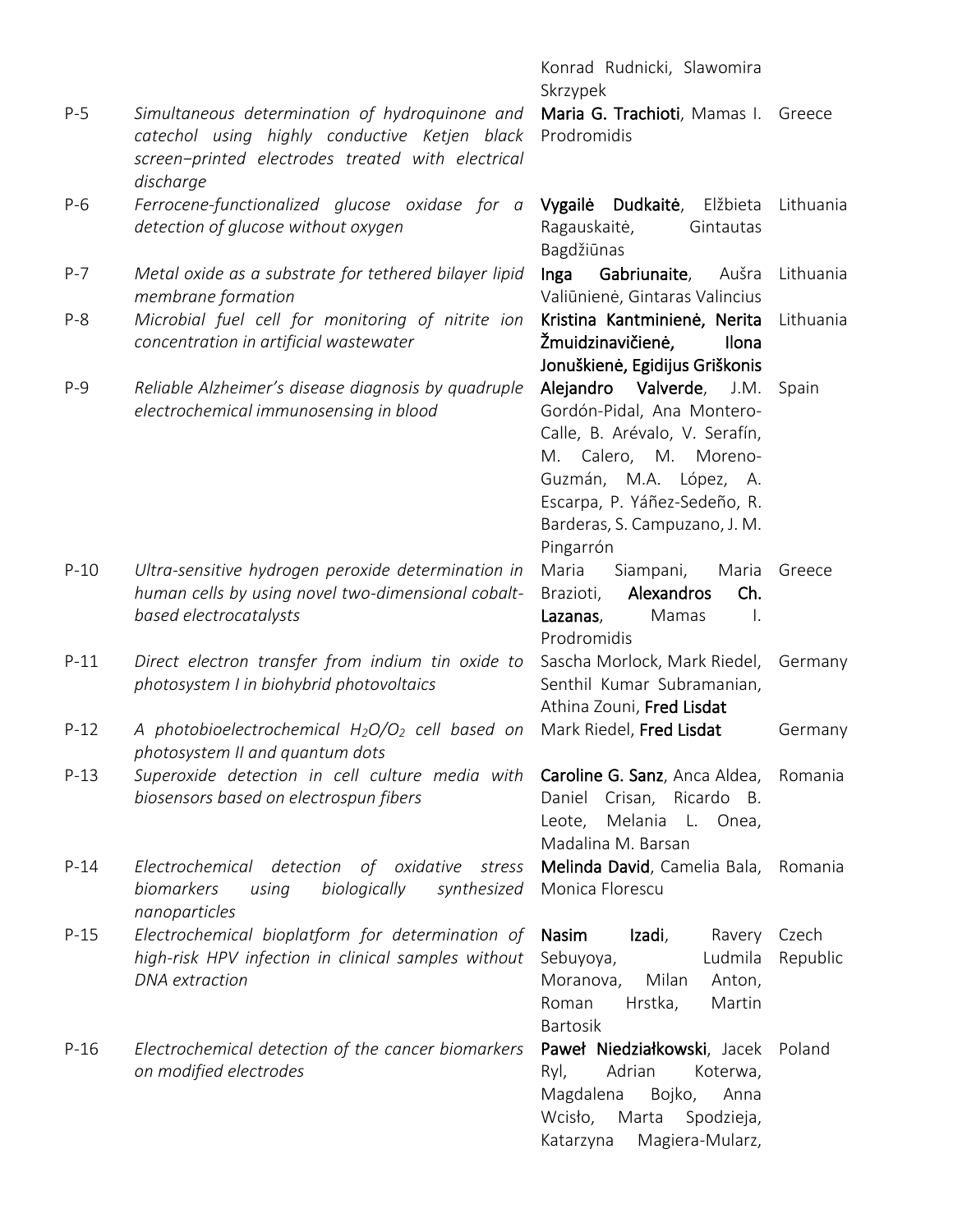| | | | |
|---|---|---|---|
| | | Konrad Rudnicki, Slawomira Skrzypek | |
| P-5 | *Simultaneous determination of hydroquinone and catechol using highly conductive Ketjen black screen−printed electrodes treated with electrical discharge* | **Maria G. Trachioti**, Mamas I. Prodromidis | Greece |
| P-6 | *Ferrocene-functionalized glucose oxidase for a detection of glucose without oxygen* | **Vygailė Dudkaitė**, Elžbieta Ragauskaitė, Gintautas Bagdžiūnas | Lithuania |
| P-7 | *Metal oxide as a substrate for tethered bilayer lipid membrane formation* | **Inga Gabriunaite**, Aušra Valiūnienė, Gintaras Valincius | Lithuania |
| P-8 | *Microbial fuel cell for monitoring of nitrite ion concentration in artificial wastewater* | **Kristina Kantminienė, Nerita Žmuidzinavičienė, Ilona Jonuškienė, Egidijus Griškonis** | Lithuania |
| P-9 | *Reliable Alzheimer's disease diagnosis by quadruple electrochemical immunosensing in blood* | **Alejandro Valverde**, J.M. Gordón-Pidal, Ana Montero-Calle, B. Arévalo, V. Serafín, M. Calero, M. Moreno-Guzmán, M.A. López, A. Escarpa, P. Yáñez-Sedeño, R. Barderas, S. Campuzano, J. M. Pingarrón | Spain |
| P-10 | *Ultra-sensitive hydrogen peroxide determination in human cells by using novel two-dimensional cobalt-based electrocatalysts* | Maria Siampani, Maria Brazioti, **Alexandros Ch. Lazanas**, Mamas I. Prodromidis | Greece |
| P-11 | *Direct electron transfer from indium tin oxide to photosystem I in biohybrid photovoltaics* | Sascha Morlock, Mark Riedel, Senthil Kumar Subramanian, Athina Zouni, **Fred Lisdat** | Germany |
| P-12 | *A photobioelectrochemical $H_2O/O_2$ cell based on photosystem II and quantum dots* | Mark Riedel, **Fred Lisdat** | Germany |
| P-13 | *Superoxide detection in cell culture media with biosensors based on electrospun fibers* | **Caroline G. Sanz**, Anca Aldea, Daniel Crisan, Ricardo B. Leote, Melania L. Onea, Madalina M. Barsan | Romania |
| P-14 | *Electrochemical detection of oxidative stress biomarkers using biologically synthesized nanoparticles* | **Melinda David**, Camelia Bala, Monica Florescu | Romania |
| P-15 | *Electrochemical bioplatform for determination of high-risk HPV infection in clinical samples without DNA extraction* | **Nasim Izadi**, Ravery Sebuyoya, Ludmila Moranova, Milan Anton, Roman Hrstka, Martin Bartosik | Czech Republic |
| P-16 | *Electrochemical detection of the cancer biomarkers on modified electrodes* | **Paweł Niedziałkowski**, Jacek Ryl, Adrian Koterwa, Magdalena Bojko, Anna Wcisło, Marta Spodzieja, Katarzyna Magiera-Mularz, | Poland |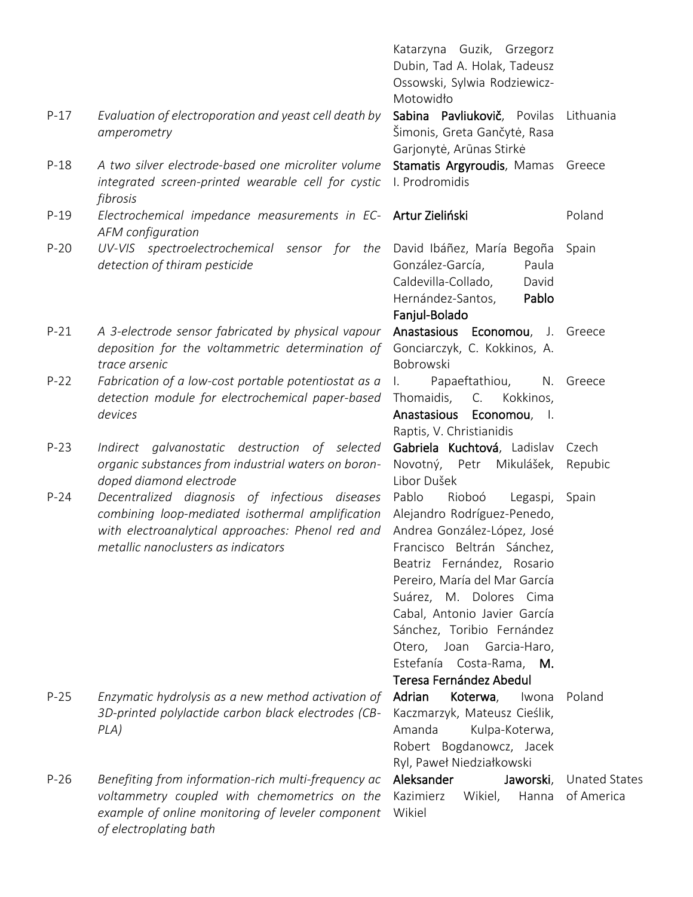| | | | |
|---|---|---|---|
| | | Katarzyna Guzik, Grzegorz Dubin, Tad A. Holak, Tadeusz Ossowski, Sylwia Rodziewicz-Motowidło | |
| P-17 | *Evaluation of electroporation and yeast cell death by amperometry* | **Sabina Pavliukovič**, Povilas Šimonis, Greta Gančytė, Rasa Garjonytė, Arūnas Stirkė | Lithuania |
| P-18 | *A two silver electrode-based one microliter volume integrated screen-printed wearable cell for cystic fibrosis* | **Stamatis Argyroudis**, Mamas I. Prodromidis | Greece |
| P-19 | *Electrochemical impedance measurements in EC-AFM configuration* | **Artur Zieliński** | Poland |
| P-20 | *UV-VIS spectroelectrochemical sensor for the detection of thiram pesticide* | David Ibáñez, María Begoña González-García, Paula Caldevilla-Collado, David Hernández-Santos, **Pablo Fanjul-Bolado** | Spain |
| P-21 | *A 3-electrode sensor fabricated by physical vapour deposition for the voltammetric determination of trace arsenic* | **Anastasious Economou**, J. Gonciarczyk, C. Kokkinos, A. Bobrowski | Greece |
| P-22 | *Fabrication of a low-cost portable potentiostat as a detection module for electrochemical paper-based devices* | I. Papaeftathiou, N. Thomaidis, C. Kokkinos, **Anastasious Economou**, I. Raptis, V. Christianidis | Greece |
| P-23 | *Indirect galvanostatic destruction of selected organic substances from industrial waters on boron-doped diamond electrode* | **Gabriela Kuchtová**, Ladislav Novotný, Petr Mikulášek, Libor Dušek | Czech Repubic |
| P-24 | *Decentralized diagnosis of infectious diseases combining loop-mediated isothermal amplification with electroanalytical approaches: Phenol red and metallic nanoclusters as indicators* | Pablo Rioboó Legaspi, Alejandro Rodríguez-Penedo, Andrea González-López, José Francisco Beltrán Sánchez, Beatriz Fernández, Rosario Pereiro, María del Mar García Suárez, M. Dolores Cima Cabal, Antonio Javier García Sánchez, Toribio Fernández Otero, Joan Garcia-Haro, Estefanía Costa-Rama, **M. Teresa Fernández Abedul** | Spain |
| P-25 | *Enzymatic hydrolysis as a new method activation of 3D-printed polylactide carbon black electrodes (CB-PLA)* | **Adrian Koterwa**, Iwona Kaczmarzyk, Mateusz Cieślik, Amanda Kulpa-Koterwa, Robert Bogdanowcz, Jacek Ryl, Paweł Niedziałkowski | Poland |
| P-26 | *Benefiting from information-rich multi-frequency ac voltammetry coupled with chemometrics on the example of online monitoring of leveler component of electroplating bath* | **Aleksander Jaworski**, Kazimierz Wikiel, Hanna Wikiel | Unated States of America |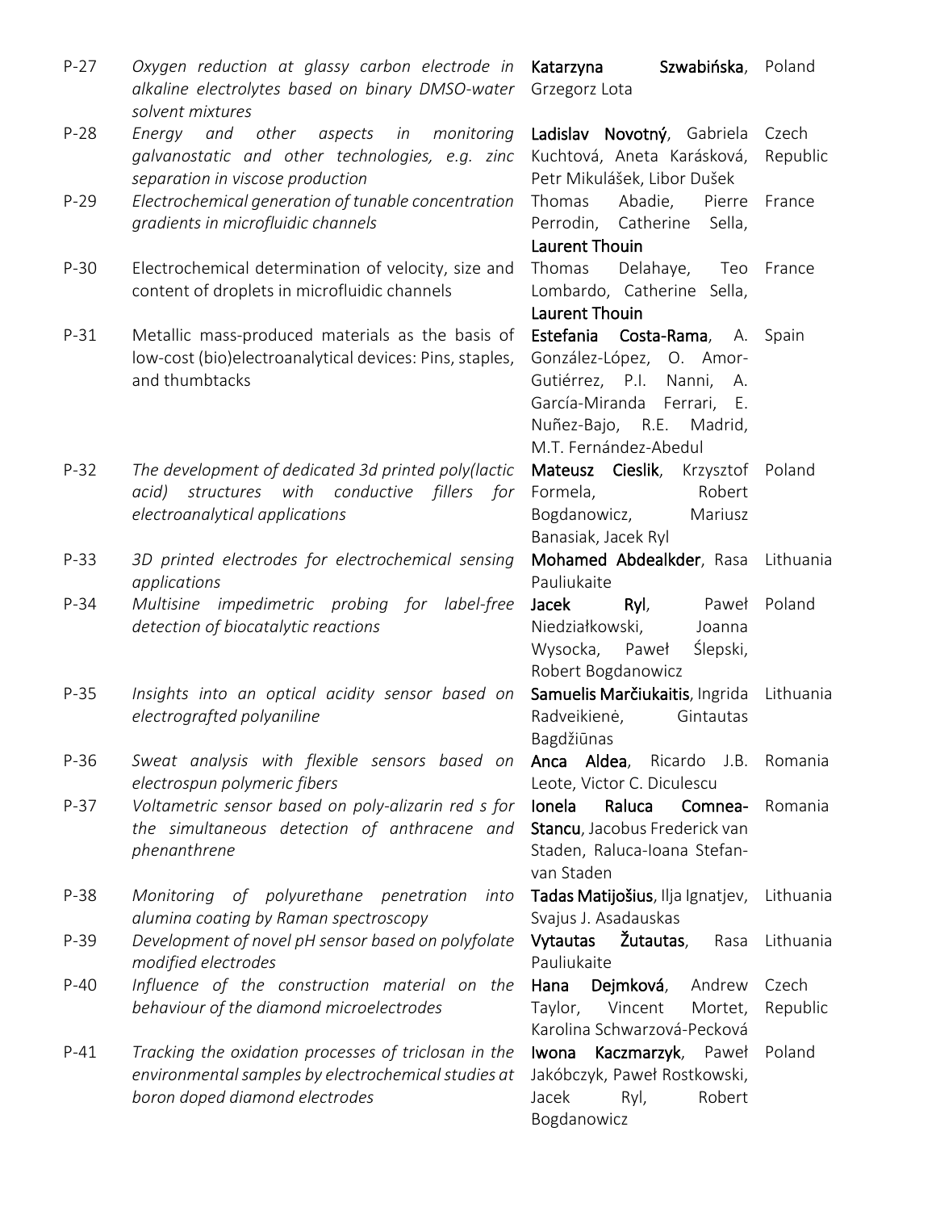| | | | |
|---|---|---|---|
| P-27 | *Oxygen reduction at glassy carbon electrode in alkaline electrolytes based on binary DMSO-water solvent mixtures* | **Katarzyna Szwabińska**, Grzegorz Lota | Poland |
| P-28 | *Energy and other aspects in monitoring galvanostatic and other technologies, e.g. zinc separation in viscose production* | **Ladislav Novotný**, Gabriela Kuchtová, Aneta Karásková, Petr Mikulášek, Libor Dušek | Czech Republic |
| P-29 | *Electrochemical generation of tunable concentration gradients in microfluidic channels* | Thomas Abadie, Pierre Perrodin, Catherine Sella, **Laurent Thouin** | France |
| P-30 | Electrochemical determination of velocity, size and content of droplets in microfluidic channels | Thomas Delahaye, Teo Lombardo, Catherine Sella, **Laurent Thouin** | France |
| P-31 | Metallic mass-produced materials as the basis of low-cost (bio)electroanalytical devices: Pins, staples, and thumbtacks | **Estefania Costa-Rama**, A. González-López, O. Amor-Gutiérrez, P.I. Nanni, A. García-Miranda Ferrari, E. Nuñez-Bajo, R.E. Madrid, M.T. Fernández-Abedul | Spain |
| P-32 | *The development of dedicated 3d printed poly(lactic acid) structures with conductive fillers for electroanalytical applications* | **Mateusz Cieslik**, Krzysztof Formela, Robert Bogdanowicz, Mariusz Banasiak, Jacek Ryl | Poland |
| P-33 | *3D printed electrodes for electrochemical sensing applications* | **Mohamed Abdealkder**, Rasa Pauliukaite | Lithuania |
| P-34 | *Multisine impedimetric probing for label-free detection of biocatalytic reactions* | **Jacek Ryl**, Paweł Niedziałkowski, Joanna Wysocka, Paweł Ślepski, Robert Bogdanowicz | Poland |
| P-35 | *Insights into an optical acidity sensor based on electrografted polyaniline* | **Samuelis Marčiukaitis**, Ingrida Radveikienė, Gintautas Bagdžiūnas | Lithuania |
| P-36 | *Sweat analysis with flexible sensors based on electrospun polymeric fibers* | **Anca Aldea**, Ricardo J.B. Leote, Victor C. Diculescu | Romania |
| P-37 | *Voltametric sensor based on poly-alizarin red s for the simultaneous detection of anthracene and phenanthrene* | **Ionela Raluca Comnea-Stancu**, Jacobus Frederick van Staden, Raluca-Ioana Stefan-van Staden | Romania |
| P-38 | *Monitoring of polyurethane penetration into alumina coating by Raman spectroscopy* | **Tadas Matijošius**, Ilja Ignatjev, Svajus J. Asadauskas | Lithuania |
| P-39 | *Development of novel pH sensor based on polyfolate modified electrodes* | **Vytautas Žutautas**, Rasa Pauliukaite | Lithuania |
| P-40 | *Influence of the construction material on the behaviour of the diamond microelectrodes* | **Hana Dejmková**, Andrew Taylor, Vincent Mortet, Karolina Schwarzová-Pecková | Czech Republic |
| P-41 | *Tracking the oxidation processes of triclosan in the environmental samples by electrochemical studies at boron doped diamond electrodes* | **Iwona Kaczmarzyk**, Paweł Jakóbczyk, Paweł Rostkowski, Jacek Ryl, Robert Bogdanowicz | Poland |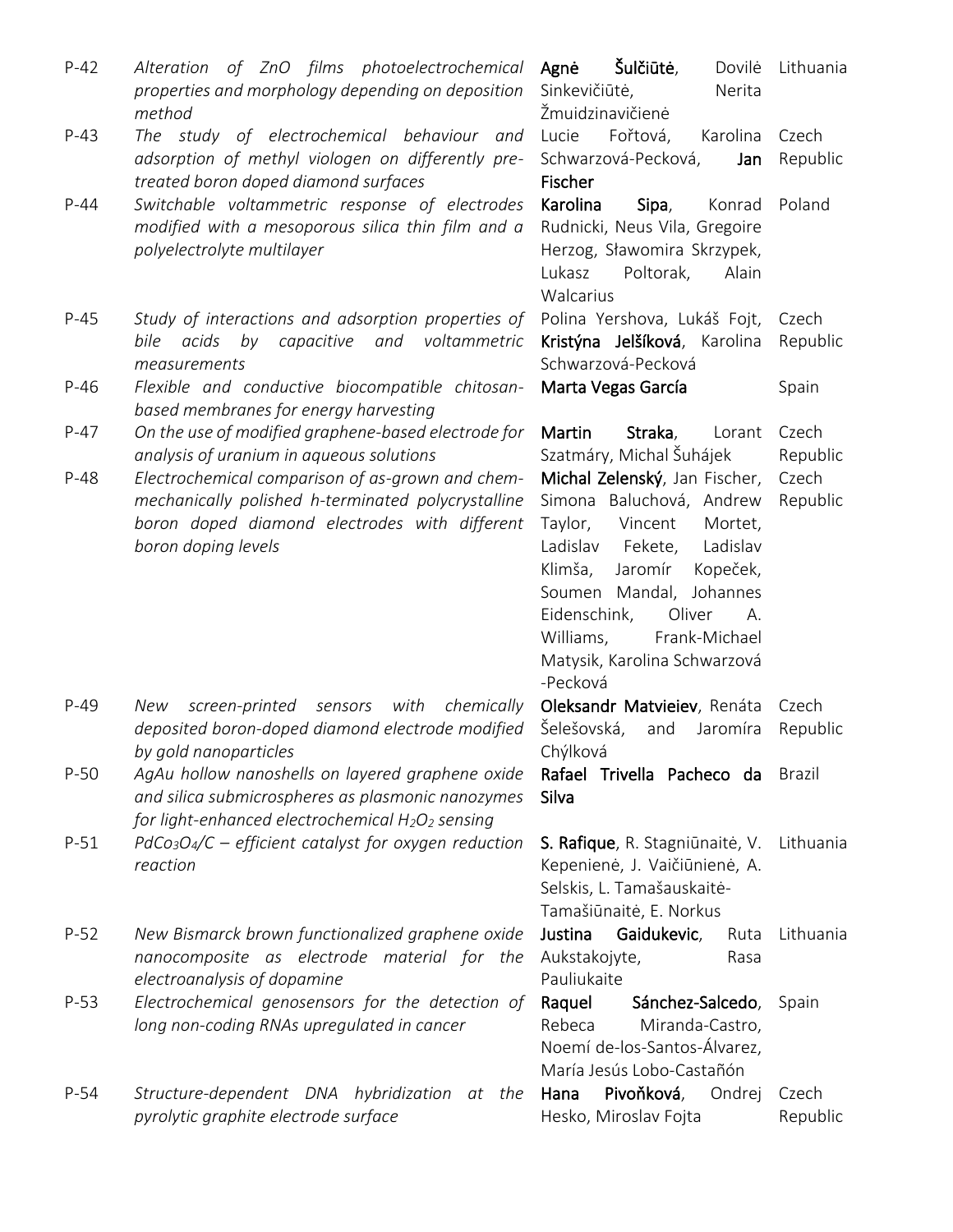| | | | |
|---|---|---|---|
| P-42 | *Alteration of ZnO films photoelectrochemical properties and morphology depending on deposition method* | **Agnė Šulčiūtė**, Dovilė Sinkevičiūtė, Nerita Žmuidzinavičienė | Lithuania |
| P-43 | *The study of electrochemical behaviour and adsorption of methyl viologen on differently pre-treated boron doped diamond surfaces* | Lucie Fořtová, Karolina Schwarzová-Pecková, **Jan Fischer** | Czech Republic |
| P-44 | *Switchable voltammetric response of electrodes modified with a mesoporous silica thin film and a polyelectrolyte multilayer* | **Karolina Sipa**, Konrad Rudnicki, Neus Vila, Gregoire Herzog, Sławomira Skrzypek, Lukasz Poltorak, Alain Walcarius | Poland |
| P-45 | *Study of interactions and adsorption properties of bile acids by capacitive and voltammetric measurements* | Polina Yershova, Lukáš Fojt, **Kristýna Jelšíková**, Karolina Schwarzová-Pecková | Czech Republic |
| P-46 | *Flexible and conductive biocompatible chitosan-based membranes for energy harvesting* | **Marta Vegas García** | Spain |
| P-47 | *On the use of modified graphene-based electrode for analysis of uranium in aqueous solutions* | **Martin Straka**, Lorant Szatmáry, Michal Šuhájek | Czech Republic |
| P-48 | *Electrochemical comparison of as-grown and chem-mechanically polished h-terminated polycrystalline boron doped diamond electrodes with different boron doping levels* | **Michal Zelenský**, Jan Fischer, Simona Baluchová, Andrew Taylor, Vincent Mortet, Ladislav Fekete, Ladislav Klimša, Jaromír Kopeček, Soumen Mandal, Johannes Eidenschink, Oliver A. Williams, Frank-Michael Matysik, Karolina Schwarzová -Pecková | Czech Republic |
| P-49 | *New screen-printed sensors with chemically deposited boron-doped diamond electrode modified by gold nanoparticles* | **Oleksandr Matvieiev**, Renáta Šelešovská, and Jaromíra Chýlková | Czech Republic |
| P-50 | *AgAu hollow nanoshells on layered graphene oxide and silica submicrospheres as plasmonic nanozymes for light-enhanced electrochemical $H_2O_2$ sensing* | **Rafael Trivella Pacheco da Silva** | Brazil |
| P-51 | *$PdCo_3O_4/C$ – efficient catalyst for oxygen reduction reaction* | **S. Rafique**, R. Stagniūnaitė, V. Kepenienė, J. Vaičiūnienė, A. Selskis, L. Tamašauskaitė-Tamašiūnaitė, E. Norkus | Lithuania |
| P-52 | *New Bismarck brown functionalized graphene oxide nanocomposite as electrode material for the electroanalysis of dopamine* | **Justina Gaidukevic**, Ruta Aukstakojyte, Rasa Pauliukaite | Lithuania |
| P-53 | *Electrochemical genosensors for the detection of long non-coding RNAs upregulated in cancer* | **Raquel Sánchez-Salcedo**, Rebeca Miranda-Castro, Noemí de-los-Santos-Álvarez, María Jesús Lobo-Castañón | Spain |
| P-54 | *Structure-dependent DNA hybridization at the pyrolytic graphite electrode surface* | **Hana Pivoňková**, Ondrej Hesko, Miroslav Fojta | Czech Republic |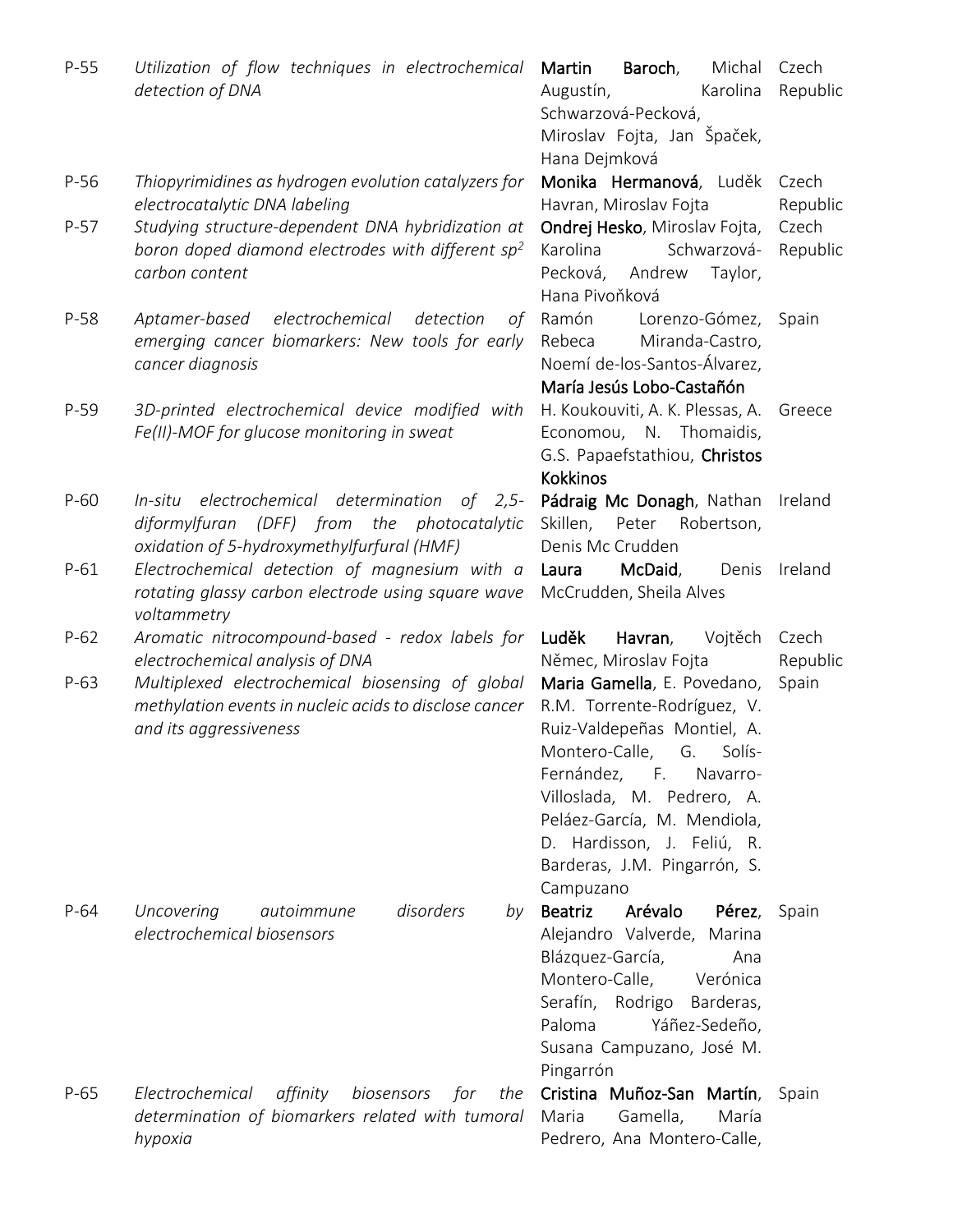| | | | |
|---|---|---|---|
| P-55 | *Utilization of flow techniques in electrochemical detection of DNA* | **Martin Baroch**, Michal Augustín, Karolina Schwarzová-Pecková, Miroslav Fojta, Jan Špaček, Hana Dejmková | Czech Republic |
| P-56 | *Thiopyrimidines as hydrogen evolution catalyzers for electrocatalytic DNA labeling* | **Monika Hermanová**, Luděk Havran, Miroslav Fojta | Czech Republic |
| P-57 | *Studying structure-dependent DNA hybridization at boron doped diamond electrodes with different sp$^2$ carbon content* | **Ondrej Hesko**, Miroslav Fojta, Karolina Schwarzová-Pecková, Andrew Taylor, Hana Pivoňková | Czech Republic |
| P-58 | *Aptamer-based electrochemical detection of emerging cancer biomarkers: New tools for early cancer diagnosis* | Ramón Lorenzo-Gómez, Rebeca Miranda-Castro, Noemí de-los-Santos-Álvarez, **María Jesús Lobo-Castañón** | Spain |
| P-59 | *3D-printed electrochemical device modified with Fe(II)-MOF for glucose monitoring in sweat* | H. Koukouviti, A. K. Plessas, A. Economou, N. Thomaidis, G.S. Papaefstathiou, **Christos Kokkinos** | Greece |
| P-60 | *In-situ electrochemical determination of 2,5-diformylfuran (DFF) from the photocatalytic oxidation of 5-hydroxymethylfurfural (HMF)* | **Pádraig Mc Donagh**, Nathan Skillen, Peter Robertson, Denis Mc Crudden | Ireland |
| P-61 | *Electrochemical detection of magnesium with a rotating glassy carbon electrode using square wave voltammetry* | **Laura McDaid**, Denis McCrudden, Sheila Alves | Ireland |
| P-62 | *Aromatic nitrocompound-based - redox labels for electrochemical analysis of DNA* | **Luděk Havran**, Vojtěch Němec, Miroslav Fojta | Czech Republic |
| P-63 | *Multiplexed electrochemical biosensing of global methylation events in nucleic acids to disclose cancer and its aggressiveness* | **Maria Gamella**, E. Povedano, R.M. Torrente-Rodríguez, V. Ruiz-Valdepeñas Montiel, A. Montero-Calle, G. Solís-Fernández, F. Navarro-Villoslada, M. Pedrero, A. Peláez-García, M. Mendiola, D. Hardisson, J. Feliú, R. Barderas, J.M. Pingarrón, S. Campuzano | Spain |
| P-64 | *Uncovering autoimmune disorders by electrochemical biosensors* | **Beatriz Arévalo Pérez**, Alejandro Valverde, Marina Blázquez-García, Ana Montero-Calle, Verónica Serafín, Rodrigo Barderas, Paloma Yáñez-Sedeño, Susana Campuzano, José M. Pingarrón | Spain |
| P-65 | *Electrochemical affinity biosensors for the determination of biomarkers related with tumoral hypoxia* | **Cristina Muñoz-San Martín**, Maria Gamella, María Pedrero, Ana Montero-Calle, | Spain |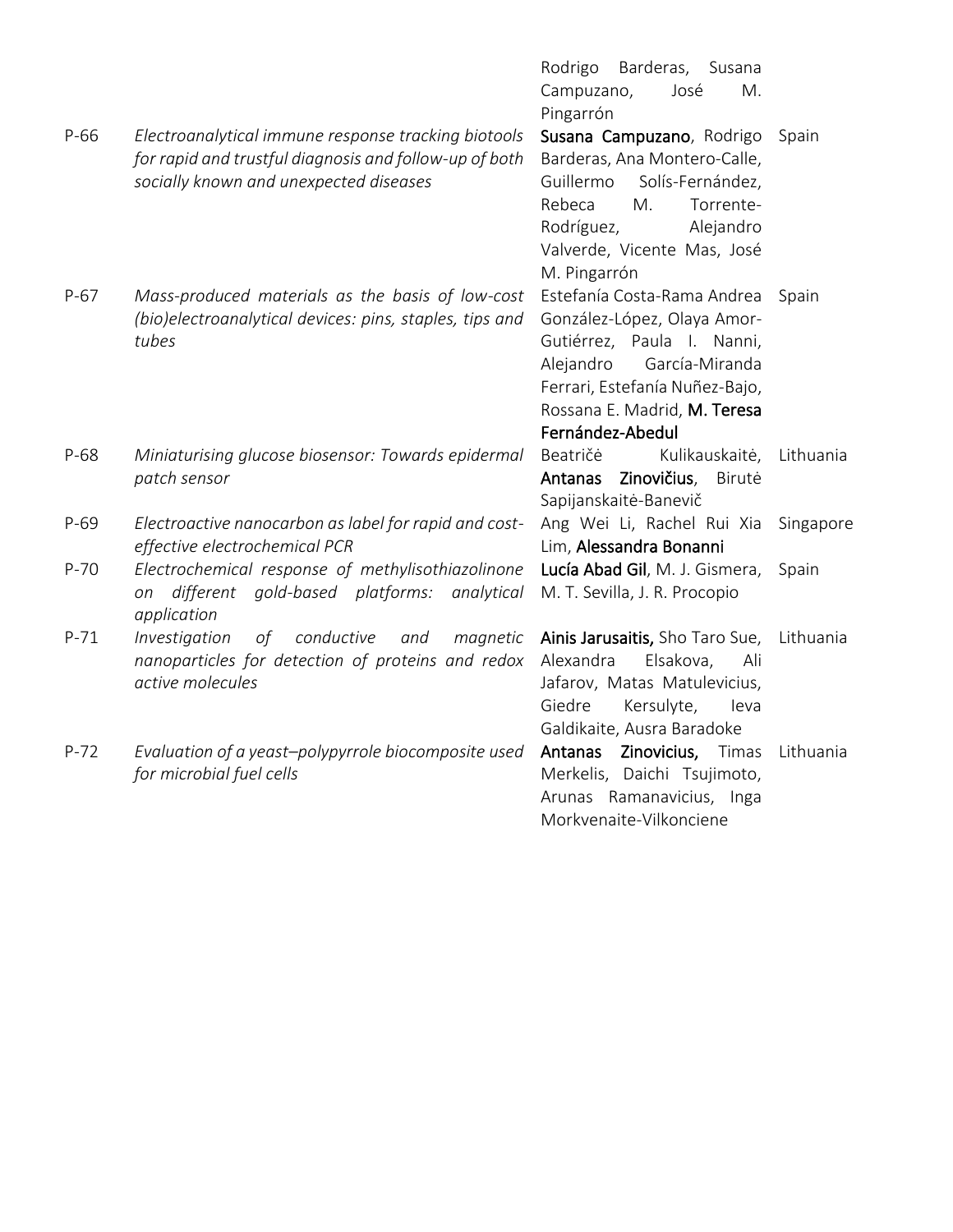| | | | |
|---|---|---|---|
| | | Rodrigo Barderas, Susana Campuzano, José M. Pingarrón | |
| P-66 | *Electroanalytical immune response tracking biotools for rapid and trustful diagnosis and follow-up of both socially known and unexpected diseases* | **Susana Campuzano**, Rodrigo Barderas, Ana Montero-Calle, Guillermo Solís-Fernández, Rebeca M. Torrente-Rodríguez, Alejandro Valverde, Vicente Mas, José M. Pingarrón | Spain |
| P-67 | *Mass-produced materials as the basis of low-cost (bio)electroanalytical devices: pins, staples, tips and tubes* | Estefanía Costa-Rama Andrea González-López, Olaya Amor-Gutiérrez, Paula I. Nanni, Alejandro García-Miranda Ferrari, Estefanía Nuñez-Bajo, Rossana E. Madrid, **M. Teresa Fernández-Abedul** | Spain |
| P-68 | *Miniaturising glucose biosensor: Towards epidermal patch sensor* | Beatričė Kulikauskaitė, **Antanas Zinovičius**, Birutė Sapijanskaitė-Banevič | Lithuania |
| P-69 | *Electroactive nanocarbon as label for rapid and cost-effective electrochemical PCR* | Ang Wei Li, Rachel Rui Xia Lim, **Alessandra Bonanni** | Singapore |
| P-70 | *Electrochemical response of methylisothiazolinone on different gold-based platforms: analytical application* | **Lucía Abad Gil**, M. J. Gismera, M. T. Sevilla, J. R. Procopio | Spain |
| P-71 | *Investigation of conductive and magnetic nanoparticles for detection of proteins and redox active molecules* | **Ainis Jarusaitis,** Sho Taro Sue, Alexandra Elsakova, Ali Jafarov, Matas Matulevicius, Giedre Kersulyte, Ieva Galdikaite, Ausra Baradoke | Lithuania |
| P-72 | *Evaluation of a yeast–polypyrrole biocomposite used for microbial fuel cells* | **Antanas Zinovicius,** Timas Merkelis, Daichi Tsujimoto, Arunas Ramanavicius, Inga Morkvenaite-Vilkonciene | Lithuania |